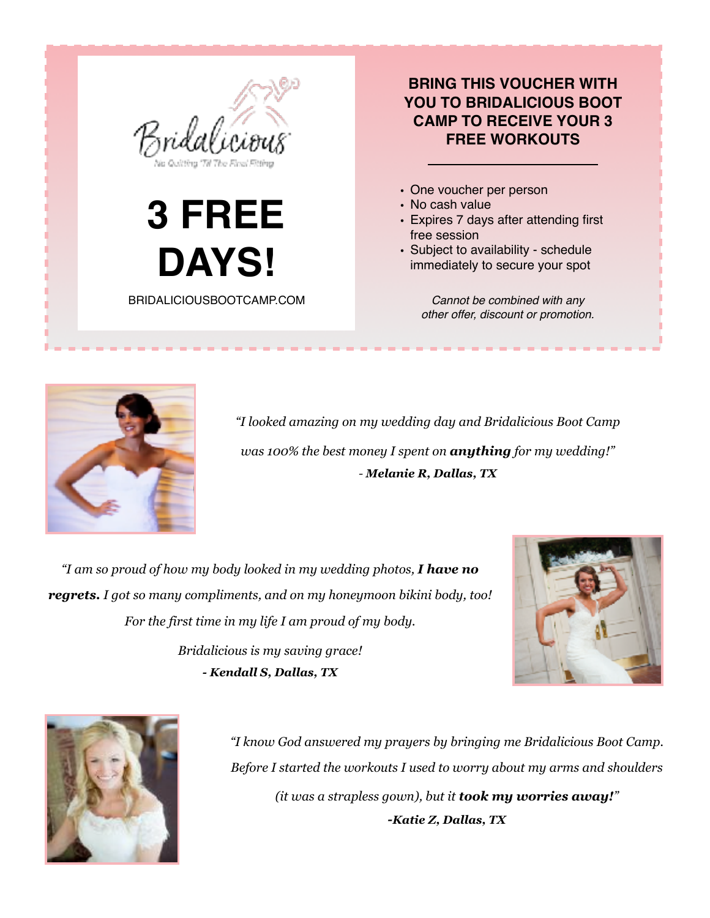Bridalicious

No Quitting 'Til The Final Fitting

# 3 FREE DAYS!

BRIDALICIOUSBOOTCAMP.COM

**BRING THIS VOUCHER WITH YOU TO BRIDALICIOUS BOOT CAMP TO RECEIVE YOUR 3 FREE WORKOUTS**

- One voucher per person
- No cash value
- Expires 7 days after attending first free session
- Subject to availability - schedule immediately to secure your spot

*Cannot be combined with any other offer, discount or promotion.*

*"I looked amazing on my wedding day and Bridalicious Boot Camp was 100% the best money I spent on **anything** for my wedding!"*

***- Melanie R, Dallas, TX***

*"I am so proud of how my body looked in my wedding photos, **I have no regrets.** I got so many compliments, and on my honeymoon bikini body, too! For the first time in my life I am proud of my body. Bridalicious is my saving grace!*

***- Kendall S, Dallas, TX***

*"I know God answered my prayers by bringing me Bridalicious Boot Camp. Before I started the workouts I used to worry about my arms and shoulders (it was a strapless gown), but it **took my worries away!**"*

***-Katie Z, Dallas, TX***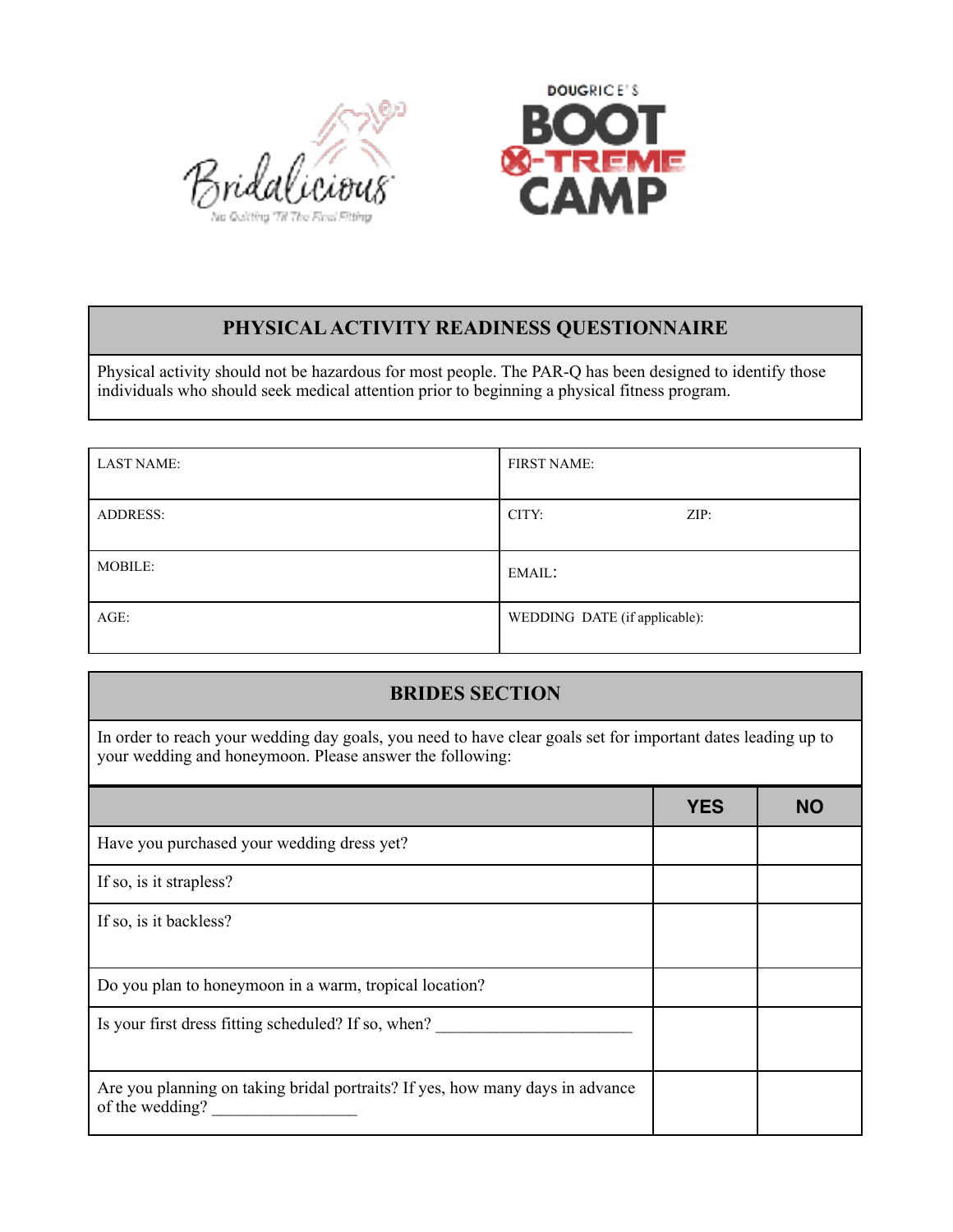Bridalicious

No Quitting 'Til The Final Fitting

DOUGRICE'S BOOT X-TREME CAMP

## PHYSICAL ACTIVITY READINESS QUESTIONNAIRE

Physical activity should not be hazardous for most people. The PAR-Q has been designed to identify those individuals who should seek medical attention prior to beginning a physical fitness program.

| | |
|---|---|
| LAST NAME: | FIRST NAME: |
| ADDRESS: | CITY: ZIP: |
| MOBILE: | EMAIL: |
| AGE: | WEDDING DATE (if applicable): |

## BRIDES SECTION

In order to reach your wedding day goals, you need to have clear goals set for important dates leading up to your wedding and honeymoon. Please answer the following:

| | YES | NO |
|---|---|---|
| Have you purchased your wedding dress yet? | | |
| If so, is it strapless? | | |
| If so, is it backless? | | |
| Do you plan to honeymoon in a warm, tropical location? | | |
| Is your first dress fitting scheduled? If so, when? _______________________ | | |
| Are you planning on taking bridal portraits? If yes, how many days in advance of the wedding? _________________ | | |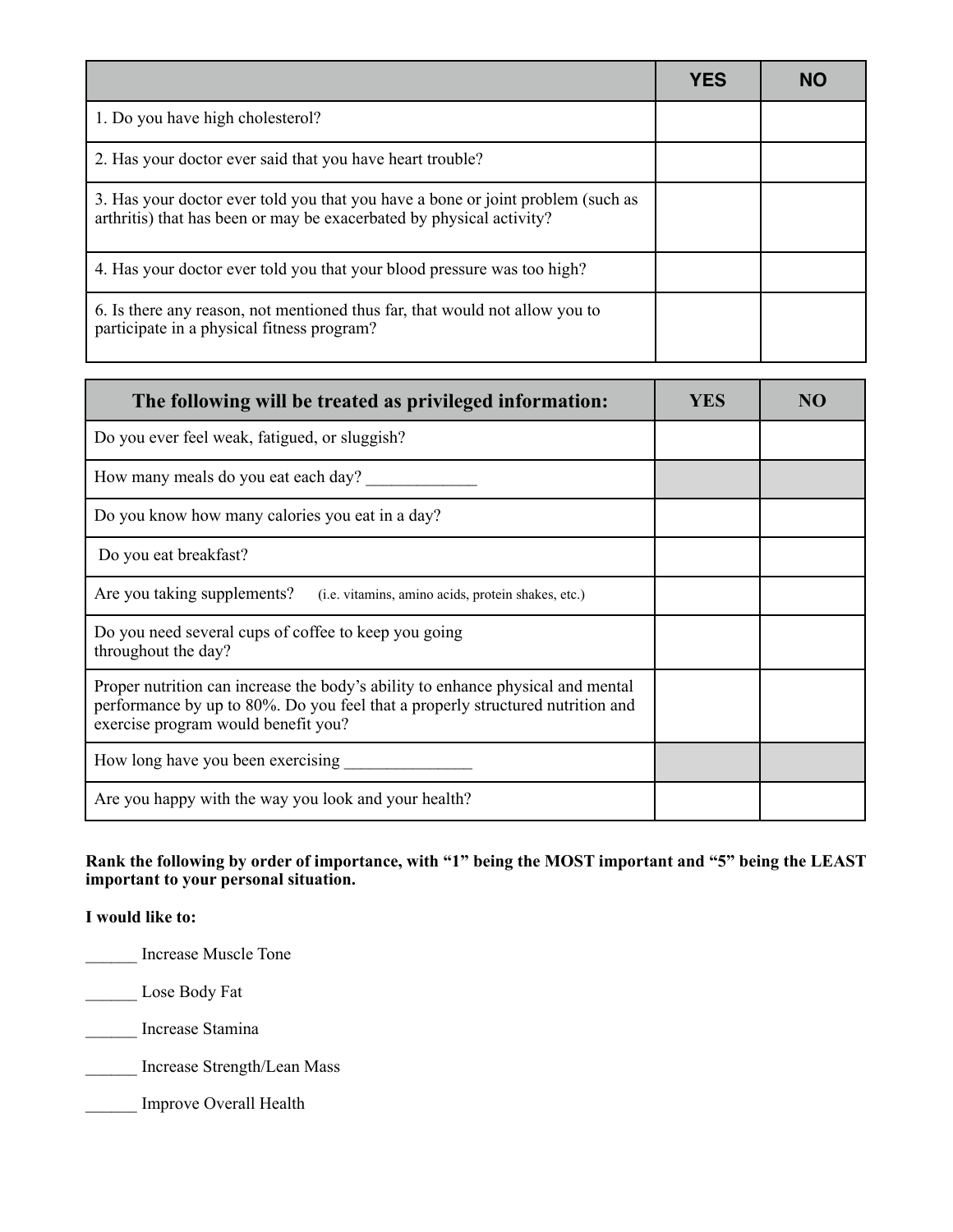| | YES | NO |
|---|---|---|
| 1. Do you have high cholesterol? | | |
| 2. Has your doctor ever said that you have heart trouble? | | |
| 3. Has your doctor ever told you that you have a bone or joint problem (such as arthritis) that has been or may be exacerbated by physical activity? | | |
| 4. Has your doctor ever told you that your blood pressure was too high? | | |
| 6. Is there any reason, not mentioned thus far, that would not allow you to participate in a physical fitness program? | | |

| The following will be treated as privileged information: | YES | NO |
|---|---|---|
| Do you ever feel weak, fatigued, or sluggish? | | |
| How many meals do you eat each day? _____________ | | |
| Do you know how many calories you eat in a day? | | |
| Do you eat breakfast? | | |
| Are you taking supplements? (i.e. vitamins, amino acids, protein shakes, etc.) | | |
| Do you need several cups of coffee to keep you going throughout the day? | | |
| Proper nutrition can increase the body's ability to enhance physical and mental performance by up to 80%. Do you feel that a properly structured nutrition and exercise program would benefit you? | | |
| How long have you been exercising _______________ | | |
| Are you happy with the way you look and your health? | | |

**Rank the following by order of importance, with "1" being the MOST important and "5" being the LEAST important to your personal situation.**

**I would like to:**

______ Increase Muscle Tone

______ Lose Body Fat

______ Increase Stamina

______ Increase Strength/Lean Mass

______ Improve Overall Health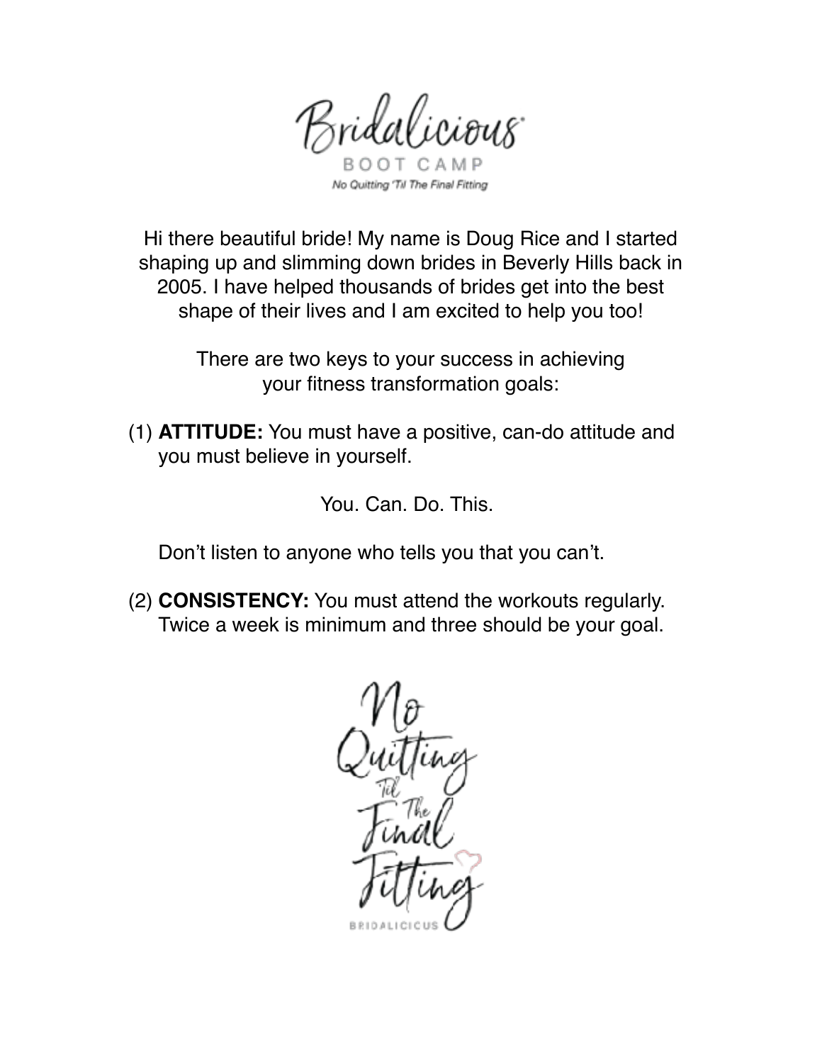# Bridalicious

BOOT CAMP

*No Quitting 'Til The Final Fitting*

Hi there beautiful bride! My name is Doug Rice and I started shaping up and slimming down brides in Beverly Hills back in 2005. I have helped thousands of brides get into the best shape of their lives and I am excited to help you too!

There are two keys to your success in achieving your fitness transformation goals:

(1) **ATTITUDE:** You must have a positive, can-do attitude and you must believe in yourself.

You. Can. Do. This.

Don't listen to anyone who tells you that you can't.

(2) **CONSISTENCY:** You must attend the workouts regularly. Twice a week is minimum and three should be your goal.

No Quitting 'Til The Final Fitting

BRIDALICIOUS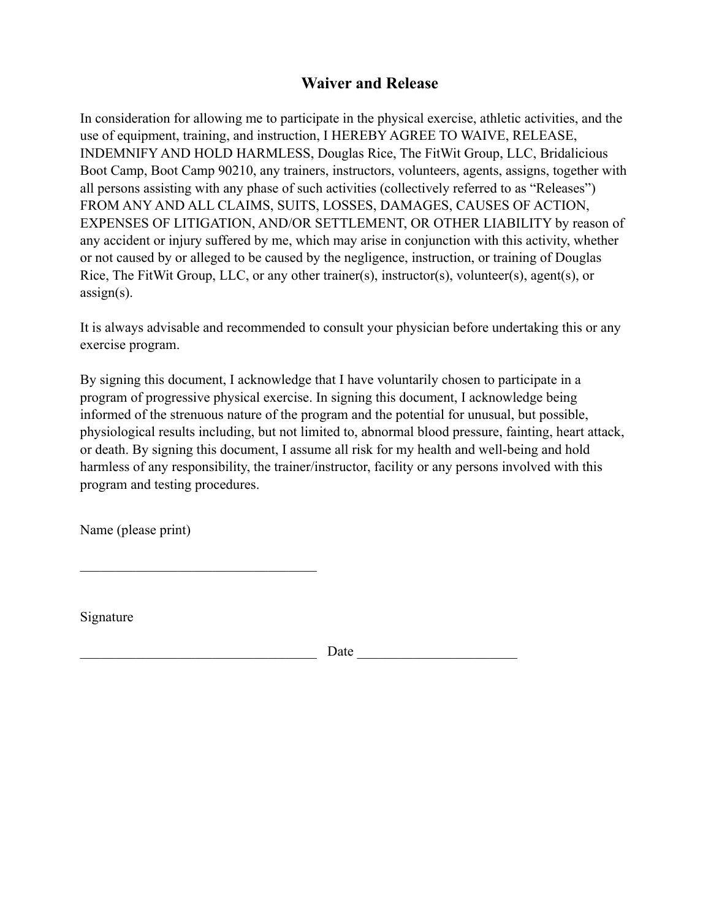# Waiver and Release

In consideration for allowing me to participate in the physical exercise, athletic activities, and the use of equipment, training, and instruction, I HEREBY AGREE TO WAIVE, RELEASE, INDEMNIFY AND HOLD HARMLESS, Douglas Rice, The FitWit Group, LLC, Bridalicious Boot Camp, Boot Camp 90210, any trainers, instructors, volunteers, agents, assigns, together with all persons assisting with any phase of such activities (collectively referred to as "Releases") FROM ANY AND ALL CLAIMS, SUITS, LOSSES, DAMAGES, CAUSES OF ACTION, EXPENSES OF LITIGATION, AND/OR SETTLEMENT, OR OTHER LIABILITY by reason of any accident or injury suffered by me, which may arise in conjunction with this activity, whether or not caused by or alleged to be caused by the negligence, instruction, or training of Douglas Rice, The FitWit Group, LLC, or any other trainer(s), instructor(s), volunteer(s), agent(s), or assign(s).

It is always advisable and recommended to consult your physician before undertaking this or any exercise program.

By signing this document, I acknowledge that I have voluntarily chosen to participate in a program of progressive physical exercise. In signing this document, I acknowledge being informed of the strenuous nature of the program and the potential for unusual, but possible, physiological results including, but not limited to, abnormal blood pressure, fainting, heart attack, or death. By signing this document, I assume all risk for my health and well-being and hold harmless of any responsibility, the trainer/instructor, facility or any persons involved with this program and testing procedures.

Name (please print)

___________________________________

Signature

___________________________________ Date ________________________